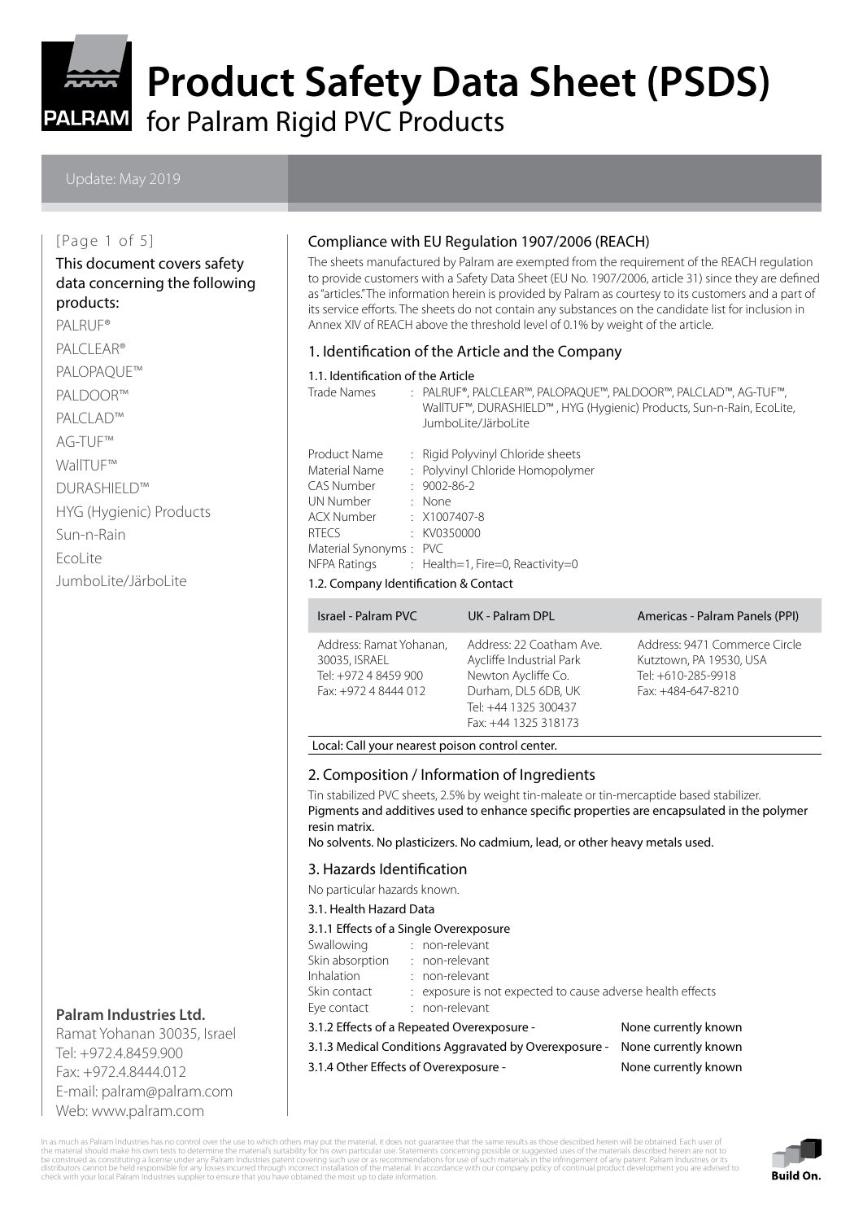# Product Safety Data Sheet (PSDS)

for Palram Rigid PVC Products

Update: May 2019

This document covers safety data concerning the following products:

PALRUF®
PALCLEAR®
PALOPAQUE™
PALDOOR™
PALCLAD™
AG-TUF™
WallTUF™
DURASHIELD™
HYG (Hygienic) Products
Sun-n-Rain
EcoLite
JumboLite/JärboLite

**Palram Industries Ltd.**
Ramat Yohanan 30035, Israel
Tel: +972.4.8459.900
Fax: +972.4.8444.012
E-mail: palram@palram.com
Web: www.palram.com

## Compliance with EU Regulation 1907/2006 (REACH)

The sheets manufactured by Palram are exempted from the requirement of the REACH regulation to provide customers with a Safety Data Sheet (EU No. 1907/2006, article 31) since they are defined as "articles." The information herein is provided by Palram as courtesy to its customers and a part of its service efforts. The sheets do not contain any substances on the candidate list for inclusion in Annex XIV of REACH above the threshold level of 0.1% by weight of the article.

## 1. Identification of the Article and the Company

### 1.1. Identification of the Article

Trade Names : PALRUF®, PALCLEAR™, PALOPAQUE™, PALDOOR™, PALCLAD™, AG-TUF™, WallTUF™, DURASHIELD™ , HYG (Hygienic) Products, Sun-n-Rain, EcoLite, JumboLite/JärboLite

Product Name : Rigid Polyvinyl Chloride sheets
Material Name : Polyvinyl Chloride Homopolymer
CAS Number : 9002-86-2
UN Number : None
ACX Number : X1007407-8
RTECS : KV0350000
Material Synonyms : PVC
NFPA Ratings : Health=1, Fire=0, Reactivity=0

### 1.2. Company Identification & Contact

| Israel - Palram PVC | UK - Palram DPL | Americas - Palram Panels (PPI) |
|---|---|---|
| Address: Ramat Yohanan, 30035, ISRAEL<br>Tel: +972 4 8459 900<br>Fax: +972 4 8444 012 | Address: 22 Coatham Ave. Aycliffe Industrial Park Newton Aycliffe Co. Durham, DL5 6DB, UK<br>Tel: +44 1325 300437<br>Fax: +44 1325 318173 | Address: 9471 Commerce Circle Kutztown, PA 19530, USA<br>Tel: +610-285-9918<br>Fax: +484-647-8210 |

Local: Call your nearest poison control center.

## 2. Composition / Information of Ingredients

Tin stabilized PVC sheets, 2.5% by weight tin-maleate or tin-mercaptide based stabilizer.
Pigments and additives used to enhance specific properties are encapsulated in the polymer resin matrix.
No solvents. No plasticizers. No cadmium, lead, or other heavy metals used.

## 3. Hazards Identification

No particular hazards known.

### 3.1. Health Hazard Data

#### 3.1.1 Effects of a Single Overexposure

Swallowing : non-relevant
Skin absorption : non-relevant
Inhalation : non-relevant
Skin contact : exposure is not expected to cause adverse health effects
Eye contact : non-relevant

3.1.2 Effects of a Repeated Overexposure - None currently known
3.1.3 Medical Conditions Aggravated by Overexposure - None currently known
3.1.4 Other Effects of Overexposure - None currently known

In as much as Palram Industries has no control over the use to which others may put the material, it does not guarantee that the same results as those described herein will be obtained. Each user of the material should make his own tests to determine the material's suitability for his own particular use. Statements concerning possible or suggested uses of the materials described herein are not to be construed as constituting a license under any Palram Industries patent covering such use or as recommendations for use of such materials in the infringement of any patent. Palram Industries or its distributors cannot be held responsible for any losses incurred through incorrect installation of the material. In accordance with our company policy of continual product development you are advised to check with your local Palram Industries supplier to ensure that you have obtained the most up to date information.

Build On.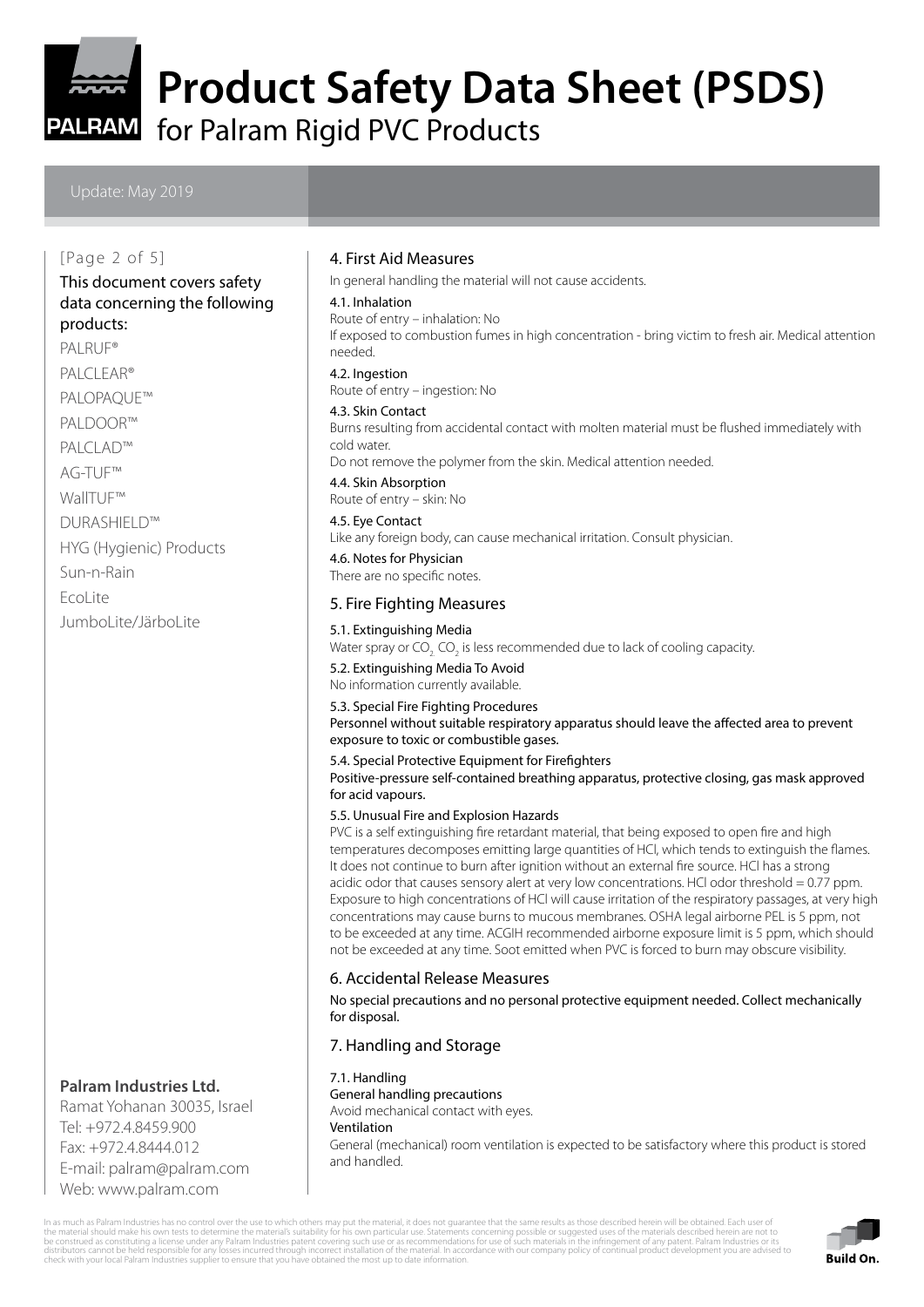# Product Safety Data Sheet (PSDS)

## for Palram Rigid PVC Products

Update: May 2019

This document covers safety data concerning the following products:

PALRUF®

PALCLEAR®

PALOPAQUE™

PALDOOR™

PALCLAD™

AG-TUF™

WallTUF™

DURASHIELD™

HYG (Hygienic) Products

Sun-n-Rain

EcoLite

JumboLite/JärboLite

**Palram Industries Ltd.**

Ramat Yohanan 30035, Israel

Tel: +972.4.8459.900

Fax: +972.4.8444.012

E-mail: palram@palram.com

Web: www.palram.com

## 4. First Aid Measures

In general handling the material will not cause accidents.

### 4.1. Inhalation

Route of entry – inhalation: No

If exposed to combustion fumes in high concentration - bring victim to fresh air. Medical attention needed.

### 4.2. Ingestion

Route of entry – ingestion: No

### 4.3. Skin Contact

Burns resulting from accidental contact with molten material must be flushed immediately with cold water.

Do not remove the polymer from the skin. Medical attention needed.

### 4.4. Skin Absorption

Route of entry – skin: No

### 4.5. Eye Contact

Like any foreign body, can cause mechanical irritation. Consult physician.

### 4.6. Notes for Physician

There are no specific notes.

## 5. Fire Fighting Measures

### 5.1. Extinguishing Media

Water spray or $CO_2$. $CO_2$ is less recommended due to lack of cooling capacity.

### 5.2. Extinguishing Media To Avoid

No information currently available.

### 5.3. Special Fire Fighting Procedures

Personnel without suitable respiratory apparatus should leave the affected area to prevent exposure to toxic or combustible gases.

### 5.4. Special Protective Equipment for Firefighters

Positive-pressure self-contained breathing apparatus, protective closing, gas mask approved for acid vapours.

### 5.5. Unusual Fire and Explosion Hazards

PVC is a self extinguishing fire retardant material, that being exposed to open fire and high temperatures decomposes emitting large quantities of HCl, which tends to extinguish the flames. It does not continue to burn after ignition without an external fire source. HCl has a strong acidic odor that causes sensory alert at very low concentrations. HCl odor threshold = 0.77 ppm. Exposure to high concentrations of HCl will cause irritation of the respiratory passages, at very high concentrations may cause burns to mucous membranes. OSHA legal airborne PEL is 5 ppm, not to be exceeded at any time. ACGIH recommended airborne exposure limit is 5 ppm, which should not be exceeded at any time. Soot emitted when PVC is forced to burn may obscure visibility.

## 6. Accidental Release Measures

No special precautions and no personal protective equipment needed. Collect mechanically for disposal.

## 7. Handling and Storage

### 7.1. Handling

General handling precautions

Avoid mechanical contact with eyes.

Ventilation

General (mechanical) room ventilation is expected to be satisfactory where this product is stored and handled.

In as much as Palram Industries has no control over the use to which others may put the material, it does not guarantee that the same results as those described herein will be obtained. Each user of the material should make his own tests to determine the material's suitability for his own particular use. Statements concerning possible or suggested uses of the materials described herein are not to be construed as constituting a license under any Palram Industries patent covering such use or as recommendations for use of such materials in the infringement of any patent. Palram Industries or its distributors cannot be held responsible for any losses incurred through incorrect installation of the material. In accordance with our company policy of continual product development you are advised to check with your local Palram Industries supplier to ensure that you have obtained the most up to date information.

Build On.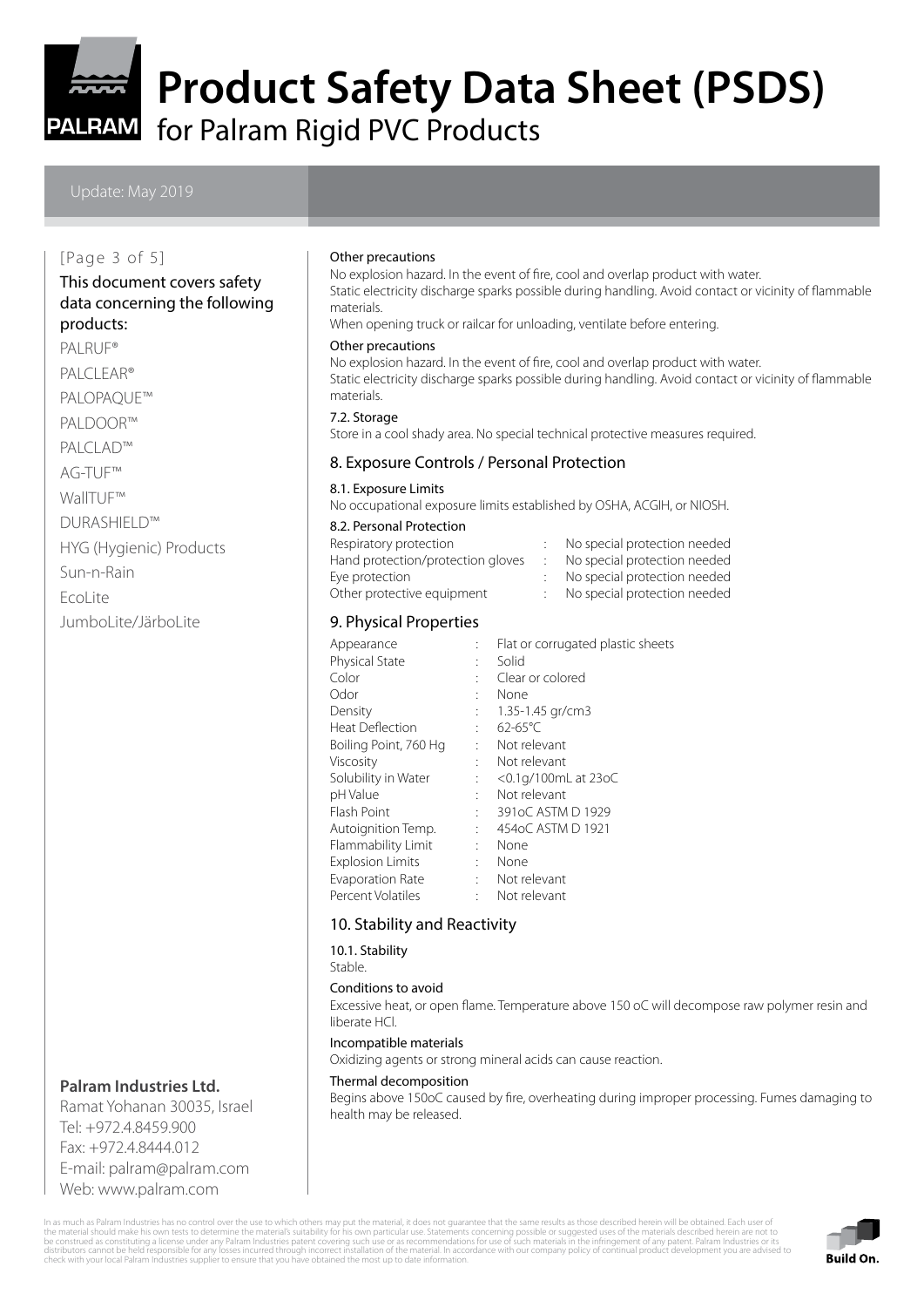# Product Safety Data Sheet (PSDS)

for Palram Rigid PVC Products

Update: May 2019

This document covers safety data concerning the following products:

PALRUF®
PALCLEAR®
PALOPAQUE™
PALDOOR™
PALCLAD™
AG-TUF™
WallTUF™
DURASHIELD™
HYG (Hygienic) Products
Sun-n-Rain
EcoLite
JumboLite/JärboLite

### Other precautions

No explosion hazard. In the event of fire, cool and overlap product with water.
Static electricity discharge sparks possible during handling. Avoid contact or vicinity of flammable materials.
When opening truck or railcar for unloading, ventilate before entering.

### Other precautions

No explosion hazard. In the event of fire, cool and overlap product with water.
Static electricity discharge sparks possible during handling. Avoid contact or vicinity of flammable materials.

### 7.2. Storage

Store in a cool shady area. No special technical protective measures required.

## 8. Exposure Controls / Personal Protection

### 8.1. Exposure Limits

No occupational exposure limits established by OSHA, ACGIH, or NIOSH.

### 8.2. Personal Protection

| | | |
|---|---|---|
| Respiratory protection | : | No special protection needed |
| Hand protection/protection gloves | : | No special protection needed |
| Eye protection | : | No special protection needed |
| Other protective equipment | : | No special protection needed |

## 9. Physical Properties

| | | |
|---|---|---|
| Appearance | : | Flat or corrugated plastic sheets |
| Physical State | : | Solid |
| Color | : | Clear or colored |
| Odor | : | None |
| Density | : | 1.35-1.45 gr/cm3 |
| Heat Deflection | : | 62-65°C |
| Boiling Point, 760 Hg | : | Not relevant |
| Viscosity | : | Not relevant |
| Solubility in Water | : | <0.1g/100mL at 23oC |
| pH Value | : | Not relevant |
| Flash Point | : | 391oC ASTM D 1929 |
| Autoignition Temp. | : | 454oC ASTM D 1921 |
| Flammability Limit | : | None |
| Explosion Limits | : | None |
| Evaporation Rate | : | Not relevant |
| Percent Volatiles | : | Not relevant |

## 10. Stability and Reactivity

### 10.1. Stability

Stable.

### Conditions to avoid

Excessive heat, or open flame. Temperature above 150 oC will decompose raw polymer resin and liberate HCl.

### Incompatible materials

Oxidizing agents or strong mineral acids can cause reaction.

### Thermal decomposition

Begins above 150oC caused by fire, overheating during improper processing. Fumes damaging to health may be released.

**Palram Industries Ltd.**
Ramat Yohanan 30035, Israel
Tel: +972.4.8459.900
Fax: +972.4.8444.012
E-mail: palram@palram.com
Web: www.palram.com

In as much as Palram Industries has no control over the use to which others may put the material, it does not guarantee that the same results as those described herein will be obtained. Each user of the material should make his own tests to determine the material's suitability for his own particular use. Statements concerning possible or suggested uses of the materials described herein are not to be construed as constituting a license under any Palram Industries patent covering such use or as recommendations for use of such materials in the infringement of any patent. Palram Industries or its distributors cannot be held responsible for any losses incurred through incorrect installation of the material. In accordance with our company policy of continual product development you are advised to check with your local Palram Industries supplier to ensure that you have obtained the most up to date information.

Build On.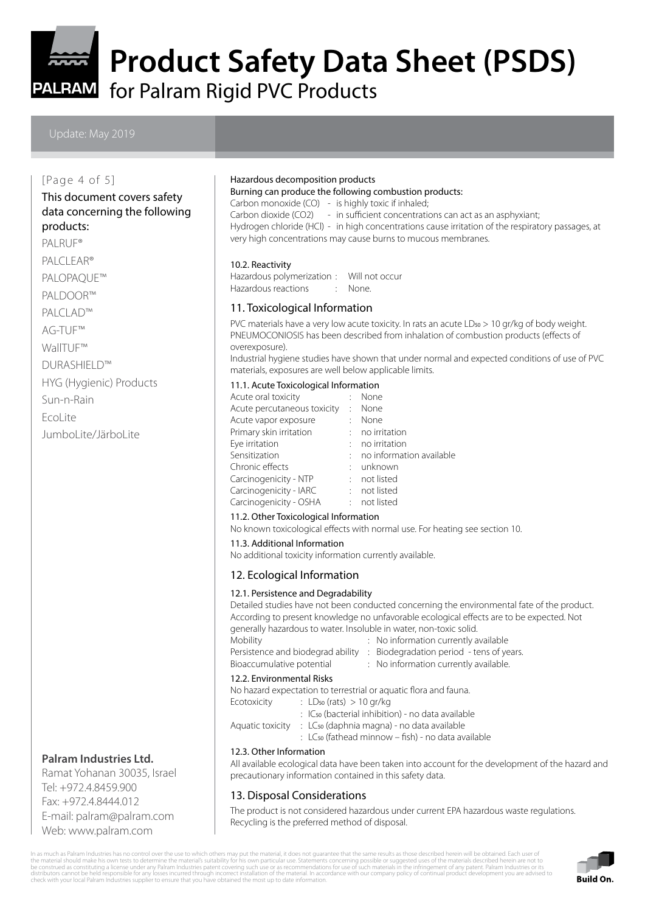This document covers safety data concerning the following products:

PALRUF®
PALCLEAR®
PALOPAQUE™
PALDOOR™
PALCLAD™
AG-TUF™
WallTUF™
DURASHIELD™
HYG (Hygienic) Products
Sun-n-Rain
EcoLite
JumboLite/JärboLite

**Palram Industries Ltd.**
Ramat Yohanan 30035, Israel
Tel: +972.4.8459.900
Fax: +972.4.8444.012
E-mail: palram@palram.com
Web: www.palram.com

Hazardous decomposition products

Burning can produce the following combustion products:
Carbon monoxide (CO) - is highly toxic if inhaled;
Carbon dioxide (CO2) - in sufficient concentrations can act as an asphyxiant;
Hydrogen chloride (HCl) - in high concentrations cause irritation of the respiratory passages, at very high concentrations may cause burns to mucous membranes.

#### 10.2. Reactivity

Hazardous polymerization : Will not occur
Hazardous reactions : None.

## 11. Toxicological Information

PVC materials have a very low acute toxicity. In rats an acute $LD_{50}$ > 10 gr/kg of body weight. PNEUMOCONIOSIS has been described from inhalation of combustion products (effects of overexposure).
Industrial hygiene studies have shown that under normal and expected conditions of use of PVC materials, exposures are well below applicable limits.

#### 11.1. Acute Toxicological Information

| | |
|---|---|
| Acute oral toxicity | : None |
| Acute percutaneous toxicity | : None |
| Acute vapor exposure | : None |
| Primary skin irritation | : no irritation |
| Eye irritation | : no irritation |
| Sensitization | : no information available |
| Chronic effects | : unknown |
| Carcinogenicity - NTP | : not listed |
| Carcinogenicity - IARC | : not listed |
| Carcinogenicity - OSHA | : not listed |

#### 11.2. Other Toxicological Information

No known toxicological effects with normal use. For heating see section 10.

#### 11.3. Additional Information

No additional toxicity information currently available.

## 12. Ecological Information

#### 12.1. Persistence and Degradability

Detailed studies have not been conducted concerning the environmental fate of the product. According to present knowledge no unfavorable ecological effects are to be expected. Not generally hazardous to water. Insoluble in water, non-toxic solid.

| | |
|---|---|
| Mobility | : No information currently available |
| Persistence and biodegrad ability | : Biodegradation period - tens of years. |
| Bioaccumulative potential | : No information currently available. |

#### 12.2. Environmental Risks

No hazard expectation to terrestrial or aquatic flora and fauna.

| | |
|---|---|
| Ecotoxicity | : $LD_{50}$ (rats) > 10 gr/kg |
| | : $IC_{50}$ (bacterial inhibition) - no data available |
| Aquatic toxicity | : $LC_{50}$ (daphnia magna) - no data available |
| | : $LC_{50}$ (fathead minnow – fish) - no data available |

#### 12.3. Other Information

All available ecological data have been taken into account for the development of the hazard and precautionary information contained in this safety data.

## 13. Disposal Considerations

The product is not considered hazardous under current EPA hazardous waste regulations. Recycling is the preferred method of disposal.

In as much as Palram Industries has no control over the use to which others may put the material, it does not guarantee that the same results as those described herein will be obtained. Each user of the material should make his own tests to determine the material's suitability for his own particular use. Statements concerning possible or suggested uses of the materials described herein are not to be construed as constituting a license under any Palram Industries patent covering such use or as recommendations for use of such materials in the infringement of any patent. Palram Industries or its distributors cannot be held responsible for any losses incurred through incorrect installation of the material. In accordance with our company policy of continual product development you are advised to check with your local Palram Industries supplier to ensure that you have obtained the most up to date information.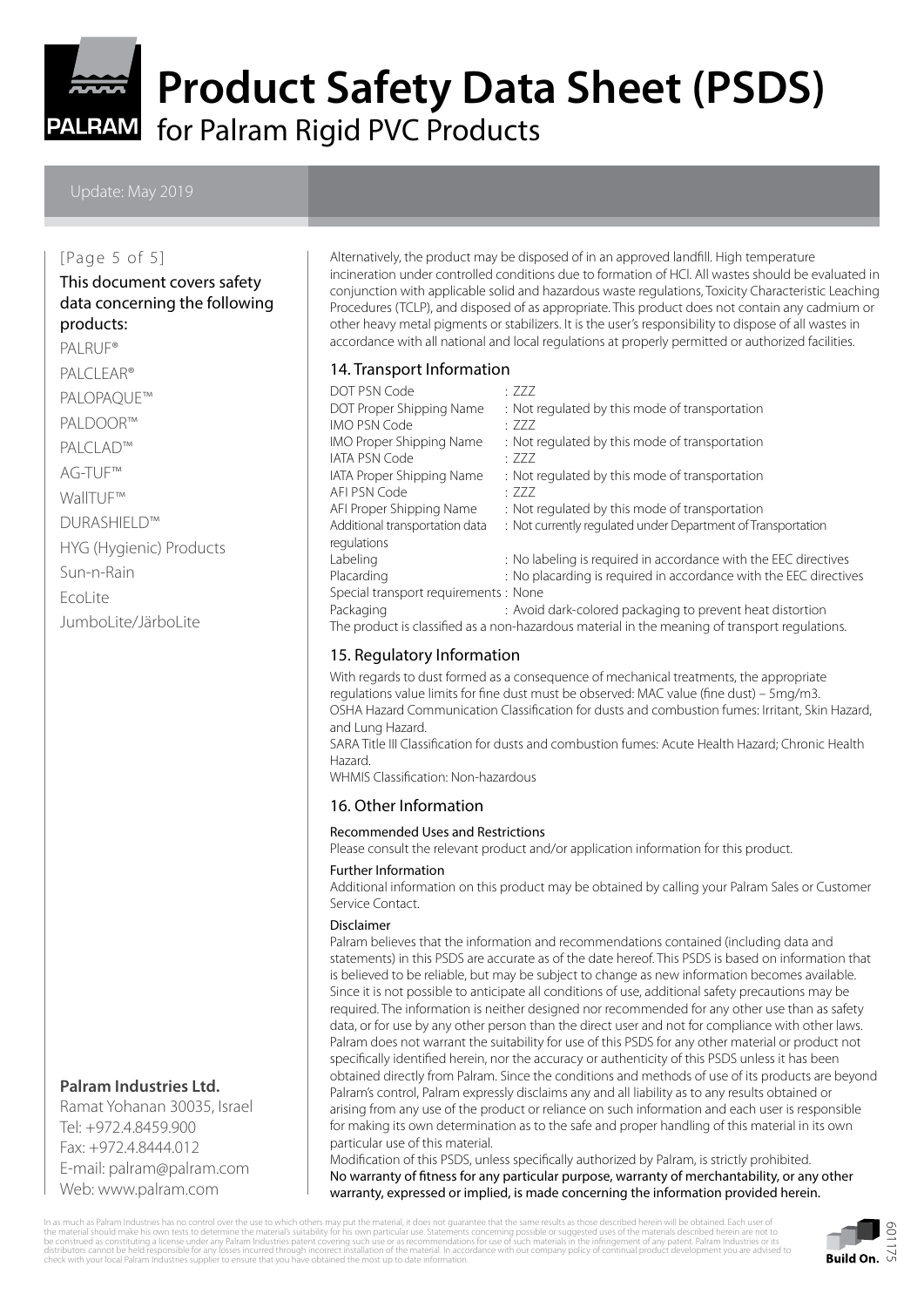# Product Safety Data Sheet (PSDS)

## for Palram Rigid PVC Products

Update: May 2019

This document covers safety data concerning the following products:

PALRUF®

PALCLEAR®

PALOPAQUE™

PALDOOR™

PALCLAD™

AG-TUF™

WallTUF™

DURASHIELD™

HYG (Hygienic) Products

Sun-n-Rain

EcoLite

JumboLite/JärboLite

**Palram Industries Ltd.**

Ramat Yohanan 30035, Israel
Tel: +972.4.8459.900
Fax: +972.4.8444.012
E-mail: palram@palram.com
Web: www.palram.com

Alternatively, the product may be disposed of in an approved landfill. High temperature incineration under controlled conditions due to formation of HCl. All wastes should be evaluated in conjunction with applicable solid and hazardous waste regulations, Toxicity Characteristic Leaching Procedures (TCLP), and disposed of as appropriate. This product does not contain any cadmium or other heavy metal pigments or stabilizers. It is the user's responsibility to dispose of all wastes in accordance with all national and local regulations at properly permitted or authorized facilities.

### 14. Transport Information

| | |
|---|---|
| DOT PSN Code | : ZZZ |
| DOT Proper Shipping Name | : Not regulated by this mode of transportation |
| IMO PSN Code | : ZZZ |
| IMO Proper Shipping Name | : Not regulated by this mode of transportation |
| IATA PSN Code | : ZZZ |
| IATA Proper Shipping Name | : Not regulated by this mode of transportation |
| AFI PSN Code | : ZZZ |
| AFI Proper Shipping Name | : Not regulated by this mode of transportation |
| Additional transportation data regulations | : Not currently regulated under Department of Transportation |
| Labeling | : No labeling is required in accordance with the EEC directives |
| Placarding | : No placarding is required in accordance with the EEC directives |
| Special transport requirements | : None |
| Packaging | : Avoid dark-colored packaging to prevent heat distortion |

The product is classified as a non-hazardous material in the meaning of transport regulations.

### 15. Regulatory Information

With regards to dust formed as a consequence of mechanical treatments, the appropriate regulations value limits for fine dust must be observed: MAC value (fine dust) – 5mg/m3.
OSHA Hazard Communication Classification for dusts and combustion fumes: Irritant, Skin Hazard, and Lung Hazard.
SARA Title III Classification for dusts and combustion fumes: Acute Health Hazard; Chronic Health Hazard.
WHMIS Classification: Non-hazardous

### 16. Other Information

#### Recommended Uses and Restrictions

Please consult the relevant product and/or application information for this product.

#### Further Information

Additional information on this product may be obtained by calling your Palram Sales or Customer Service Contact.

#### Disclaimer

Palram believes that the information and recommendations contained (including data and statements) in this PSDS are accurate as of the date hereof. This PSDS is based on information that is believed to be reliable, but may be subject to change as new information becomes available. Since it is not possible to anticipate all conditions of use, additional safety precautions may be required. The information is neither designed nor recommended for any other use than as safety data, or for use by any other person than the direct user and not for compliance with other laws. Palram does not warrant the suitability for use of this PSDS for any other material or product not specifically identified herein, nor the accuracy or authenticity of this PSDS unless it has been obtained directly from Palram. Since the conditions and methods of use of its products are beyond Palram's control, Palram expressly disclaims any and all liability as to any results obtained or arising from any use of the product or reliance on such information and each user is responsible for making its own determination as to the safe and proper handling of this material in its own particular use of this material.
Modification of this PSDS, unless specifically authorized by Palram, is strictly prohibited.
No warranty of fitness for any particular purpose, warranty of merchantability, or any other warranty, expressed or implied, is made concerning the information provided herein.

In as much as Palram Industries has no control over the use to which others may put the material, it does not guarantee that the same results as those described herein will be obtained. Each user of the material should make his own tests to determine the material's suitability for his own particular use. Statements concerning possible or suggested uses of the materials described herein are not to be construed as constituting a license under any Palram Industries patent covering such use or as recommendations for use of such materials in the infringement of any patent. Palram Industries or its distributors cannot be held responsible for any losses incurred through incorrect installation of the material. In accordance with our company policy of continual product development you are advised to check with your local Palram Industries supplier to ensure that you have obtained the most up to date information.

Build On.

601175